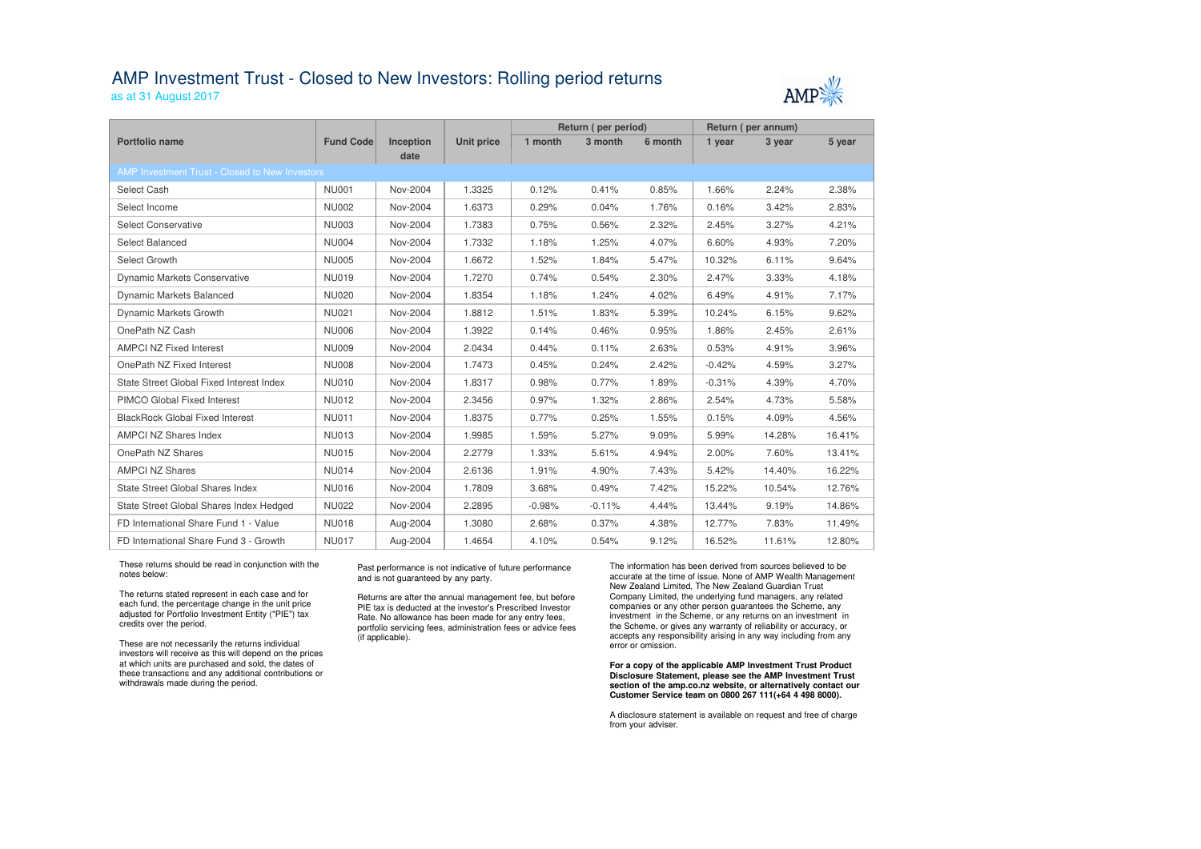# AMP Investment Trust - Closed to New Investors: Rolling period returns

as at 31 August 2017

| Portfolio name | Fund Code | Inception date | Unit price | Return ( per period) | | | Return ( per annum) | | |
|---|---|---|---|---|---|---|---|---|---|
| | | | | 1 month | 3 month | 6 month | 1 year | 3 year | 5 year |
| **AMP Investment Trust - Closed to New Investors** | | | | | | | | | |
| Select Cash | NU001 | Nov-2004 | 1.3325 | 0.12% | 0.41% | 0.85% | 1.66% | 2.24% | 2.38% |
| Select Income | NU002 | Nov-2004 | 1.6373 | 0.29% | 0.04% | 1.76% | 0.16% | 3.42% | 2.83% |
| Select Conservative | NU003 | Nov-2004 | 1.7383 | 0.75% | 0.56% | 2.32% | 2.45% | 3.27% | 4.21% |
| Select Balanced | NU004 | Nov-2004 | 1.7332 | 1.18% | 1.25% | 4.07% | 6.60% | 4.93% | 7.20% |
| Select Growth | NU005 | Nov-2004 | 1.6672 | 1.52% | 1.84% | 5.47% | 10.32% | 6.11% | 9.64% |
| Dynamic Markets Conservative | NU019 | Nov-2004 | 1.7270 | 0.74% | 0.54% | 2.30% | 2.47% | 3.33% | 4.18% |
| Dynamic Markets Balanced | NU020 | Nov-2004 | 1.8354 | 1.18% | 1.24% | 4.02% | 6.49% | 4.91% | 7.17% |
| Dynamic Markets Growth | NU021 | Nov-2004 | 1.8812 | 1.51% | 1.83% | 5.39% | 10.24% | 6.15% | 9.62% |
| OnePath NZ Cash | NU006 | Nov-2004 | 1.3922 | 0.14% | 0.46% | 0.95% | 1.86% | 2.45% | 2.61% |
| AMPCI NZ Fixed Interest | NU009 | Nov-2004 | 2.0434 | 0.44% | 0.11% | 2.63% | 0.53% | 4.91% | 3.96% |
| OnePath NZ Fixed Interest | NU008 | Nov-2004 | 1.7473 | 0.45% | 0.24% | 2.42% | -0.42% | 4.59% | 3.27% |
| State Street Global Fixed Interest Index | NU010 | Nov-2004 | 1.8317 | 0.98% | 0.77% | 1.89% | -0.31% | 4.39% | 4.70% |
| PIMCO Global Fixed Interest | NU012 | Nov-2004 | 2.3456 | 0.97% | 1.32% | 2.86% | 2.54% | 4.73% | 5.58% |
| BlackRock Global Fixed Interest | NU011 | Nov-2004 | 1.8375 | 0.77% | 0.25% | 1.55% | 0.15% | 4.09% | 4.56% |
| AMPCI NZ Shares Index | NU013 | Nov-2004 | 1.9985 | 1.59% | 5.27% | 9.09% | 5.99% | 14.28% | 16.41% |
| OnePath NZ Shares | NU015 | Nov-2004 | 2.2779 | 1.33% | 5.61% | 4.94% | 2.00% | 7.60% | 13.41% |
| AMPCI NZ Shares | NU014 | Nov-2004 | 2.6136 | 1.91% | 4.90% | 7.43% | 5.42% | 14.40% | 16.22% |
| State Street Global Shares Index | NU016 | Nov-2004 | 1.7809 | 3.68% | 0.49% | 7.42% | 15.22% | 10.54% | 12.76% |
| State Street Global Shares Index Hedged | NU022 | Nov-2004 | 2.2895 | -0.98% | -0.11% | 4.44% | 13.44% | 9.19% | 14.86% |
| FD International Share Fund 1 - Value | NU018 | Aug-2004 | 1.3080 | 2.68% | 0.37% | 4.38% | 12.77% | 7.83% | 11.49% |
| FD International Share Fund 3 - Growth | NU017 | Aug-2004 | 1.4654 | 4.10% | 0.54% | 9.12% | 16.52% | 11.61% | 12.80% |

These returns should be read in conjunction with the notes below:

The returns stated represent in each case and for each fund, the percentage change in the unit price adjusted for Portfolio Investment Entity ("PIE") tax credits over the period.

These are not necessarily the returns individual investors will receive as this will depend on the prices at which units are purchased and sold, the dates of these transactions and any additional contributions or withdrawals made during the period.

Past performance is not indicative of future performance and is not guaranteed by any party.

Returns are after the annual management fee, but before PIE tax is deducted at the investor's Prescribed Investor Rate. No allowance has been made for any entry fees, portfolio servicing fees, administration fees or advice fees (if applicable).

The information has been derived from sources believed to be accurate at the time of issue. None of AMP Wealth Management New Zealand Limited, The New Zealand Guardian Trust Company Limited, the underlying fund managers, any related companies or any other person guarantees the Scheme, any investment in the Scheme, or any returns on an investment in the Scheme, or gives any warranty of reliability or accuracy, or accepts any responsibility arising in any way including from any error or omission.

**For a copy of the applicable AMP Investment Trust Product Disclosure Statement, please see the AMP Investment Trust section of the amp.co.nz website, or alternatively contact our Customer Service team on 0800 267 111(+64 4 498 8000).**

A disclosure statement is available on request and free of charge from your adviser.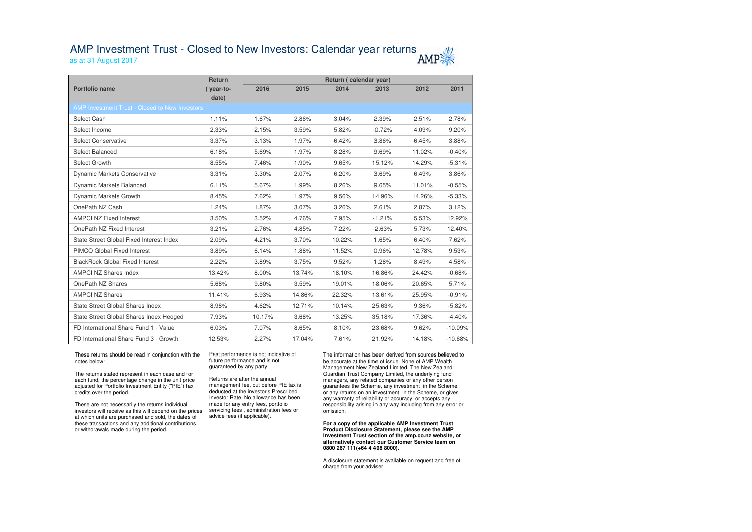# AMP Investment Trust - Closed to New Investors: Calendar year returns

as at 31 August 2017

| Portfolio name | Return (year-to-date) | Return (calendar year) 2016 | 2015 | 2014 | 2013 | 2012 | 2011 |
|---|---|---|---|---|---|---|---|
| AMP Investment Trust - Closed to New Investors | | | | | | | |
| Select Cash | 1.11% | 1.67% | 2.86% | 3.04% | 2.39% | 2.51% | 2.78% |
| Select Income | 2.33% | 2.15% | 3.59% | 5.82% | -0.72% | 4.09% | 9.20% |
| Select Conservative | 3.37% | 3.13% | 1.97% | 6.42% | 3.86% | 6.45% | 3.88% |
| Select Balanced | 6.18% | 5.69% | 1.97% | 8.28% | 9.69% | 11.02% | -0.40% |
| Select Growth | 8.55% | 7.46% | 1.90% | 9.65% | 15.12% | 14.29% | -5.31% |
| Dynamic Markets Conservative | 3.31% | 3.30% | 2.07% | 6.20% | 3.69% | 6.49% | 3.86% |
| Dynamic Markets Balanced | 6.11% | 5.67% | 1.99% | 8.26% | 9.65% | 11.01% | -0.55% |
| Dynamic Markets Growth | 8.45% | 7.62% | 1.97% | 9.56% | 14.96% | 14.26% | -5.33% |
| OnePath NZ Cash | 1.24% | 1.87% | 3.07% | 3.26% | 2.61% | 2.87% | 3.12% |
| AMPCI NZ Fixed Interest | 3.50% | 3.52% | 4.76% | 7.95% | -1.21% | 5.53% | 12.92% |
| OnePath NZ Fixed Interest | 3.21% | 2.76% | 4.85% | 7.22% | -2.63% | 5.73% | 12.40% |
| State Street Global Fixed Interest Index | 2.09% | 4.21% | 3.70% | 10.22% | 1.65% | 6.40% | 7.62% |
| PIMCO Global Fixed Interest | 3.89% | 6.14% | 1.88% | 11.52% | 0.96% | 12.78% | 9.53% |
| BlackRock Global Fixed Interest | 2.22% | 3.89% | 3.75% | 9.52% | 1.28% | 8.49% | 4.58% |
| AMPCI NZ Shares Index | 13.42% | 8.00% | 13.74% | 18.10% | 16.86% | 24.42% | -0.68% |
| OnePath NZ Shares | 5.68% | 9.80% | 3.59% | 19.01% | 18.06% | 20.65% | 5.71% |
| AMPCI NZ Shares | 11.41% | 6.93% | 14.86% | 22.32% | 13.61% | 25.95% | -0.91% |
| State Street Global Shares Index | 8.98% | 4.62% | 12.71% | 10.14% | 25.63% | 9.36% | -5.82% |
| State Street Global Shares Index Hedged | 7.93% | 10.17% | 3.68% | 13.25% | 35.18% | 17.36% | -4.40% |
| FD International Share Fund 1 - Value | 6.03% | 7.07% | 8.65% | 8.10% | 23.68% | 9.62% | -10.09% |
| FD International Share Fund 3 - Growth | 12.53% | 2.27% | 17.04% | 7.61% | 21.92% | 14.18% | -10.68% |

These returns should be read in conjunction with the notes below:

The returns stated represent in each case and for each fund, the percentage change in the unit price adjusted for Portfolio Investment Entity ("PIE") tax credits over the period.

These are not necessarily the returns individual investors will receive as this will depend on the prices at which units are purchased and sold, the dates of these transactions and any additional contributions or withdrawals made during the period.

Past performance is not indicative of future performance and is not guaranteed by any party.

Returns are after the annual management fee, but before PIE tax is deducted at the investor's Prescribed Investor Rate. No allowance has been made for any entry fees, portfolio servicing fees , administration fees or advice fees (if applicable).

The information has been derived from sources believed to be accurate at the time of issue. None of AMP Wealth Management New Zealand Limited, The New Zealand Guardian Trust Company Limited, the underlying fund managers, any related companies or any other person guarantees the Scheme, any investment in the Scheme, or any returns on an investment in the Scheme, or gives any warranty of reliability or accuracy, or accepts any responsibility arising in any way including from any error or omission.

**For a copy of the applicable AMP Investment Trust Product Disclosure Statement, please see the AMP Investment Trust section of the amp.co.nz website, or alternatively contact our Customer Service team on 0800 267 111(+64 4 498 8000).**

A disclosure statement is available on request and free of charge from your adviser.